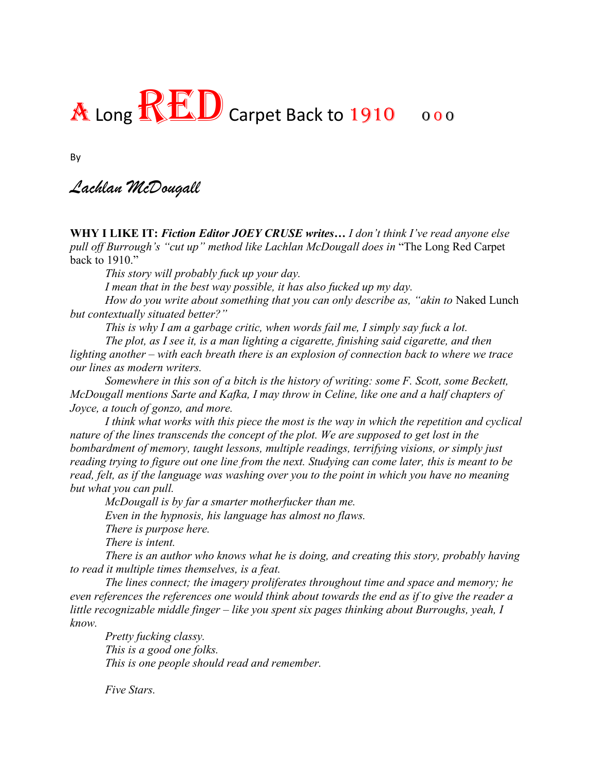# A Long RED Carpet Back to 1910 o o o

By

*Lachlan McDougall*

**WHY I LIKE IT:** ***Fiction Editor JOEY CRUSE writes…*** *I don't think I've read anyone else pull off Burrough's "cut up" method like Lachlan McDougall does in* "The Long Red Carpet back to 1910."

*This story will probably fuck up your day.*

*I mean that in the best way possible, it has also fucked up my day.*

*How do you write about something that you can only describe as, "akin to* Naked Lunch *but contextually situated better?"*

*This is why I am a garbage critic, when words fail me, I simply say fuck a lot.*

*The plot, as I see it, is a man lighting a cigarette, finishing said cigarette, and then lighting another – with each breath there is an explosion of connection back to where we trace our lines as modern writers.*

*Somewhere in this son of a bitch is the history of writing: some F. Scott, some Beckett, McDougall mentions Sarte and Kafka, I may throw in Celine, like one and a half chapters of Joyce, a touch of gonzo, and more.*

*I think what works with this piece the most is the way in which the repetition and cyclical nature of the lines transcends the concept of the plot. We are supposed to get lost in the bombardment of memory, taught lessons, multiple readings, terrifying visions, or simply just reading trying to figure out one line from the next. Studying can come later, this is meant to be read, felt, as if the language was washing over you to the point in which you have no meaning but what you can pull.*

*McDougall is by far a smarter motherfucker than me.*

*Even in the hypnosis, his language has almost no flaws.*

*There is purpose here.*

*There is intent.*

*There is an author who knows what he is doing, and creating this story, probably having to read it multiple times themselves, is a feat.*

*The lines connect; the imagery proliferates throughout time and space and memory; he even references the references one would think about towards the end as if to give the reader a little recognizable middle finger – like you spent six pages thinking about Burroughs, yeah, I know.*

*Pretty fucking classy.*

*This is a good one folks.*

*This is one people should read and remember.*

*Five Stars.*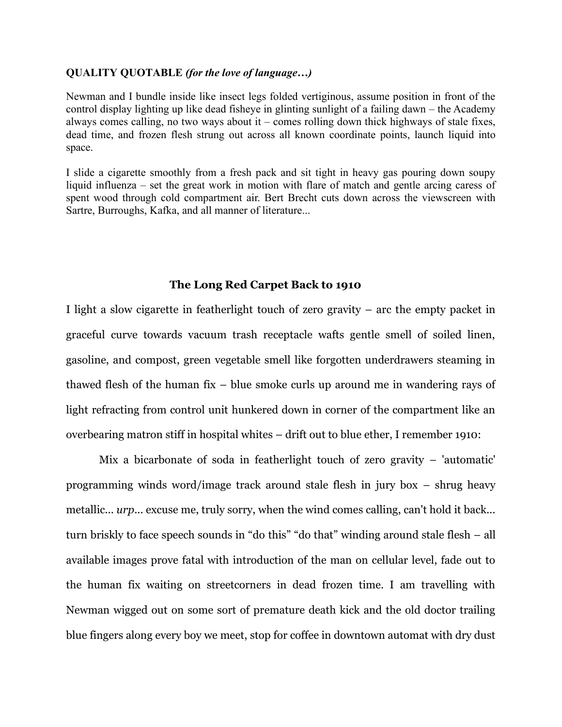**QUALITY QUOTABLE** ***(for the love of language…)***

Newman and I bundle inside like insect legs folded vertiginous, assume position in front of the control display lighting up like dead fisheye in glinting sunlight of a failing dawn – the Academy always comes calling, no two ways about it – comes rolling down thick highways of stale fixes, dead time, and frozen flesh strung out across all known coordinate points, launch liquid into space.

I slide a cigarette smoothly from a fresh pack and sit tight in heavy gas pouring down soupy liquid influenza – set the great work in motion with flare of match and gentle arcing caress of spent wood through cold compartment air. Bert Brecht cuts down across the viewscreen with Sartre, Burroughs, Kafka, and all manner of literature...

## The Long Red Carpet Back to 1910

I light a slow cigarette in featherlight touch of zero gravity – arc the empty packet in graceful curve towards vacuum trash receptacle wafts gentle smell of soiled linen, gasoline, and compost, green vegetable smell like forgotten underdrawers steaming in thawed flesh of the human fix – blue smoke curls up around me in wandering rays of light refracting from control unit hunkered down in corner of the compartment like an overbearing matron stiff in hospital whites – drift out to blue ether, I remember 1910:

Mix a bicarbonate of soda in featherlight touch of zero gravity – 'automatic' programming winds word/image track around stale flesh in jury box – shrug heavy metallic... *urp*... excuse me, truly sorry, when the wind comes calling, can't hold it back... turn briskly to face speech sounds in “do this” “do that” winding around stale flesh – all available images prove fatal with introduction of the man on cellular level, fade out to the human fix waiting on streetcorners in dead frozen time. I am travelling with Newman wigged out on some sort of premature death kick and the old doctor trailing blue fingers along every boy we meet, stop for coffee in downtown automat with dry dust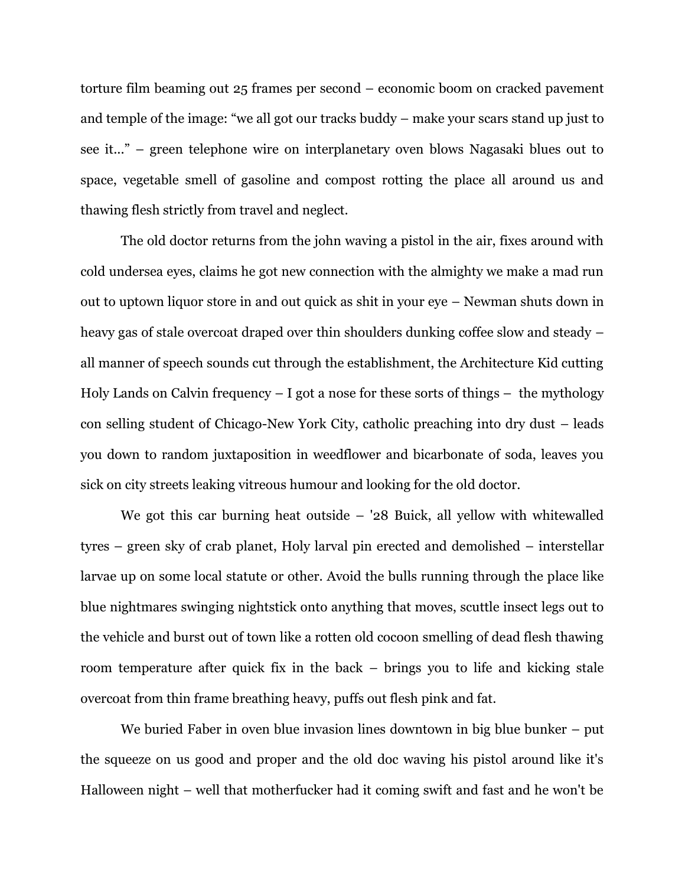torture film beaming out 25 frames per second – economic boom on cracked pavement and temple of the image: "we all got our tracks buddy – make your scars stand up just to see it..." – green telephone wire on interplanetary oven blows Nagasaki blues out to space, vegetable smell of gasoline and compost rotting the place all around us and thawing flesh strictly from travel and neglect.

The old doctor returns from the john waving a pistol in the air, fixes around with cold undersea eyes, claims he got new connection with the almighty we make a mad run out to uptown liquor store in and out quick as shit in your eye – Newman shuts down in heavy gas of stale overcoat draped over thin shoulders dunking coffee slow and steady – all manner of speech sounds cut through the establishment, the Architecture Kid cutting Holy Lands on Calvin frequency – I got a nose for these sorts of things – the mythology con selling student of Chicago-New York City, catholic preaching into dry dust – leads you down to random juxtaposition in weedflower and bicarbonate of soda, leaves you sick on city streets leaking vitreous humour and looking for the old doctor.

We got this car burning heat outside – '28 Buick, all yellow with whitewalled tyres – green sky of crab planet, Holy larval pin erected and demolished – interstellar larvae up on some local statute or other. Avoid the bulls running through the place like blue nightmares swinging nightstick onto anything that moves, scuttle insect legs out to the vehicle and burst out of town like a rotten old cocoon smelling of dead flesh thawing room temperature after quick fix in the back – brings you to life and kicking stale overcoat from thin frame breathing heavy, puffs out flesh pink and fat.

We buried Faber in oven blue invasion lines downtown in big blue bunker – put the squeeze on us good and proper and the old doc waving his pistol around like it's Halloween night – well that motherfucker had it coming swift and fast and he won't be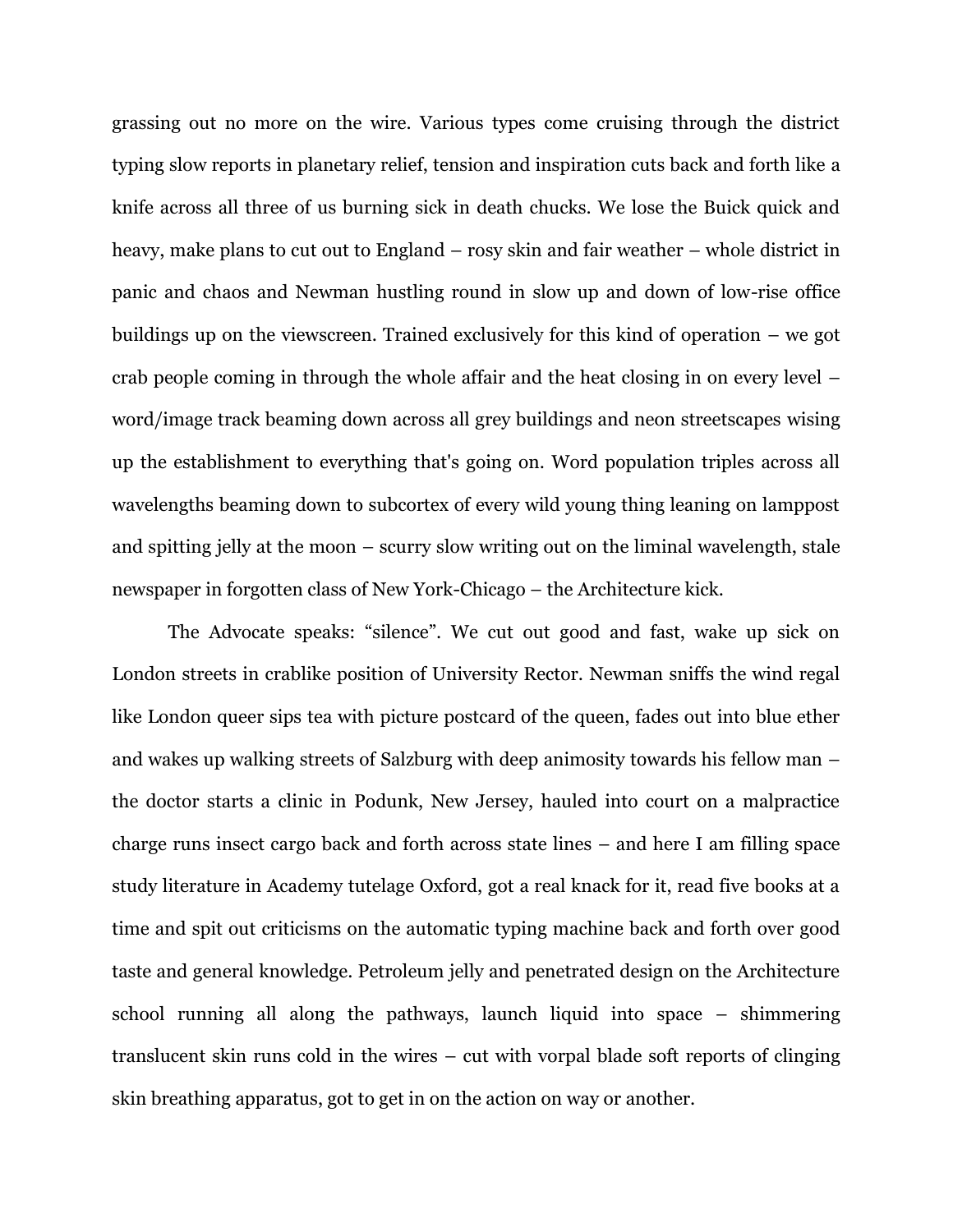grassing out no more on the wire. Various types come cruising through the district typing slow reports in planetary relief, tension and inspiration cuts back and forth like a knife across all three of us burning sick in death chucks. We lose the Buick quick and heavy, make plans to cut out to England – rosy skin and fair weather – whole district in panic and chaos and Newman hustling round in slow up and down of low-rise office buildings up on the viewscreen. Trained exclusively for this kind of operation – we got crab people coming in through the whole affair and the heat closing in on every level – word/image track beaming down across all grey buildings and neon streetscapes wising up the establishment to everything that's going on. Word population triples across all wavelengths beaming down to subcortex of every wild young thing leaning on lamppost and spitting jelly at the moon – scurry slow writing out on the liminal wavelength, stale newspaper in forgotten class of New York-Chicago – the Architecture kick.

The Advocate speaks: "silence". We cut out good and fast, wake up sick on London streets in crablike position of University Rector. Newman sniffs the wind regal like London queer sips tea with picture postcard of the queen, fades out into blue ether and wakes up walking streets of Salzburg with deep animosity towards his fellow man – the doctor starts a clinic in Podunk, New Jersey, hauled into court on a malpractice charge runs insect cargo back and forth across state lines – and here I am filling space study literature in Academy tutelage Oxford, got a real knack for it, read five books at a time and spit out criticisms on the automatic typing machine back and forth over good taste and general knowledge. Petroleum jelly and penetrated design on the Architecture school running all along the pathways, launch liquid into space – shimmering translucent skin runs cold in the wires – cut with vorpal blade soft reports of clinging skin breathing apparatus, got to get in on the action on way or another.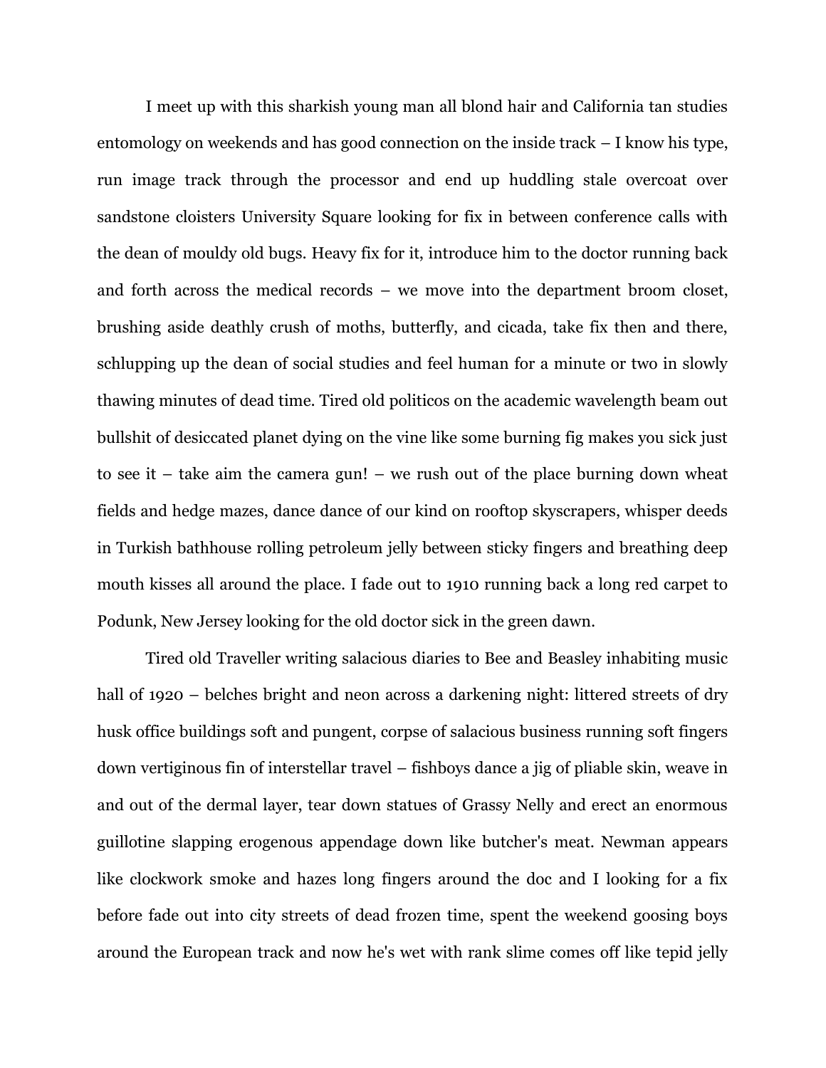I meet up with this sharkish young man all blond hair and California tan studies entomology on weekends and has good connection on the inside track – I know his type, run image track through the processor and end up huddling stale overcoat over sandstone cloisters University Square looking for fix in between conference calls with the dean of mouldy old bugs. Heavy fix for it, introduce him to the doctor running back and forth across the medical records – we move into the department broom closet, brushing aside deathly crush of moths, butterfly, and cicada, take fix then and there, schlupping up the dean of social studies and feel human for a minute or two in slowly thawing minutes of dead time. Tired old politicos on the academic wavelength beam out bullshit of desiccated planet dying on the vine like some burning fig makes you sick just to see it – take aim the camera gun! – we rush out of the place burning down wheat fields and hedge mazes, dance dance of our kind on rooftop skyscrapers, whisper deeds in Turkish bathhouse rolling petroleum jelly between sticky fingers and breathing deep mouth kisses all around the place. I fade out to 1910 running back a long red carpet to Podunk, New Jersey looking for the old doctor sick in the green dawn.

Tired old Traveller writing salacious diaries to Bee and Beasley inhabiting music hall of 1920 – belches bright and neon across a darkening night: littered streets of dry husk office buildings soft and pungent, corpse of salacious business running soft fingers down vertiginous fin of interstellar travel – fishboys dance a jig of pliable skin, weave in and out of the dermal layer, tear down statues of Grassy Nelly and erect an enormous guillotine slapping erogenous appendage down like butcher's meat. Newman appears like clockwork smoke and hazes long fingers around the doc and I looking for a fix before fade out into city streets of dead frozen time, spent the weekend goosing boys around the European track and now he's wet with rank slime comes off like tepid jelly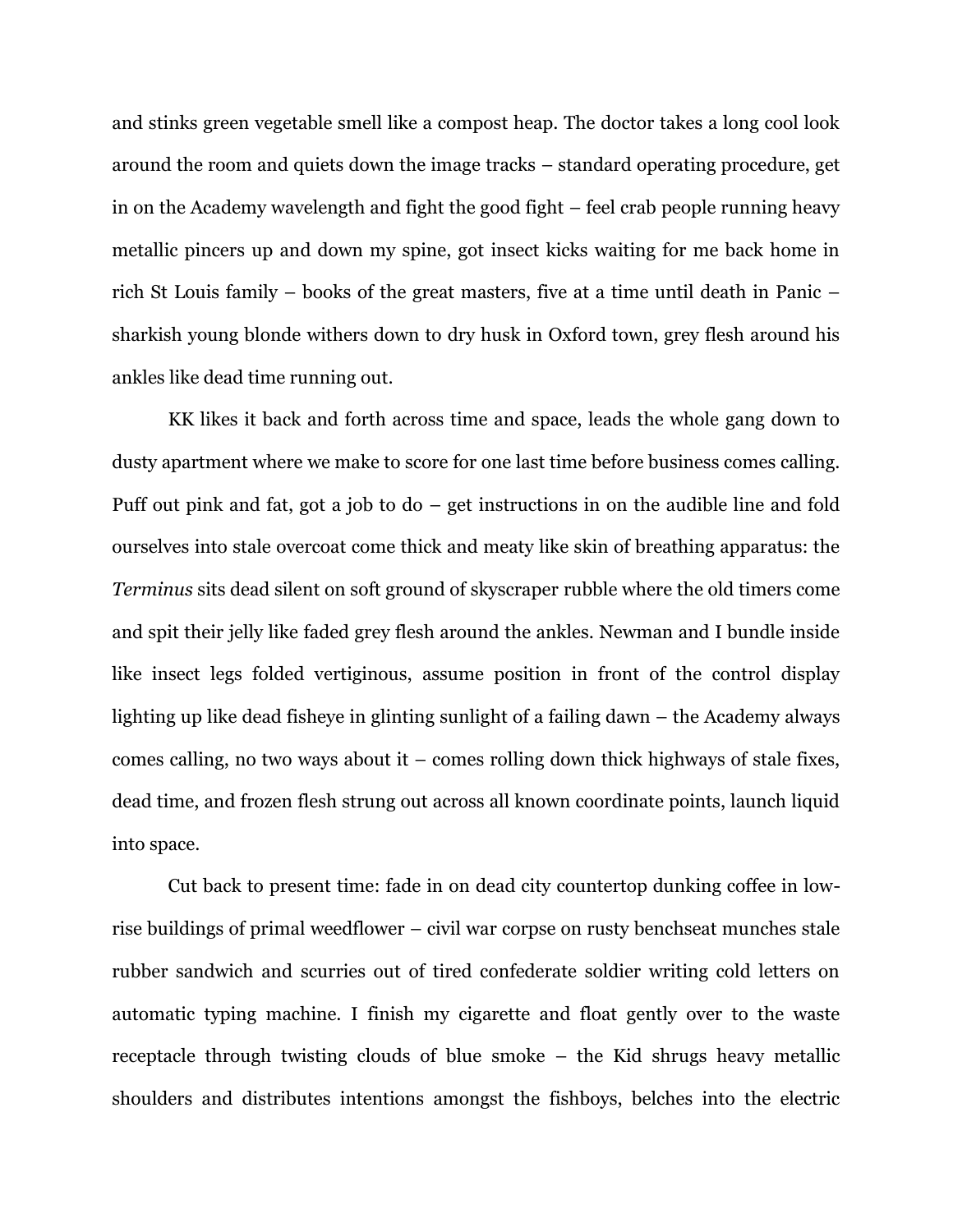and stinks green vegetable smell like a compost heap. The doctor takes a long cool look around the room and quiets down the image tracks – standard operating procedure, get in on the Academy wavelength and fight the good fight – feel crab people running heavy metallic pincers up and down my spine, got insect kicks waiting for me back home in rich St Louis family – books of the great masters, five at a time until death in Panic – sharkish young blonde withers down to dry husk in Oxford town, grey flesh around his ankles like dead time running out.

KK likes it back and forth across time and space, leads the whole gang down to dusty apartment where we make to score for one last time before business comes calling. Puff out pink and fat, got a job to do – get instructions in on the audible line and fold ourselves into stale overcoat come thick and meaty like skin of breathing apparatus: the *Terminus* sits dead silent on soft ground of skyscraper rubble where the old timers come and spit their jelly like faded grey flesh around the ankles. Newman and I bundle inside like insect legs folded vertiginous, assume position in front of the control display lighting up like dead fisheye in glinting sunlight of a failing dawn – the Academy always comes calling, no two ways about it – comes rolling down thick highways of stale fixes, dead time, and frozen flesh strung out across all known coordinate points, launch liquid into space.

Cut back to present time: fade in on dead city countertop dunking coffee in low-rise buildings of primal weedflower – civil war corpse on rusty benchseat munches stale rubber sandwich and scurries out of tired confederate soldier writing cold letters on automatic typing machine. I finish my cigarette and float gently over to the waste receptacle through twisting clouds of blue smoke – the Kid shrugs heavy metallic shoulders and distributes intentions amongst the fishboys, belches into the electric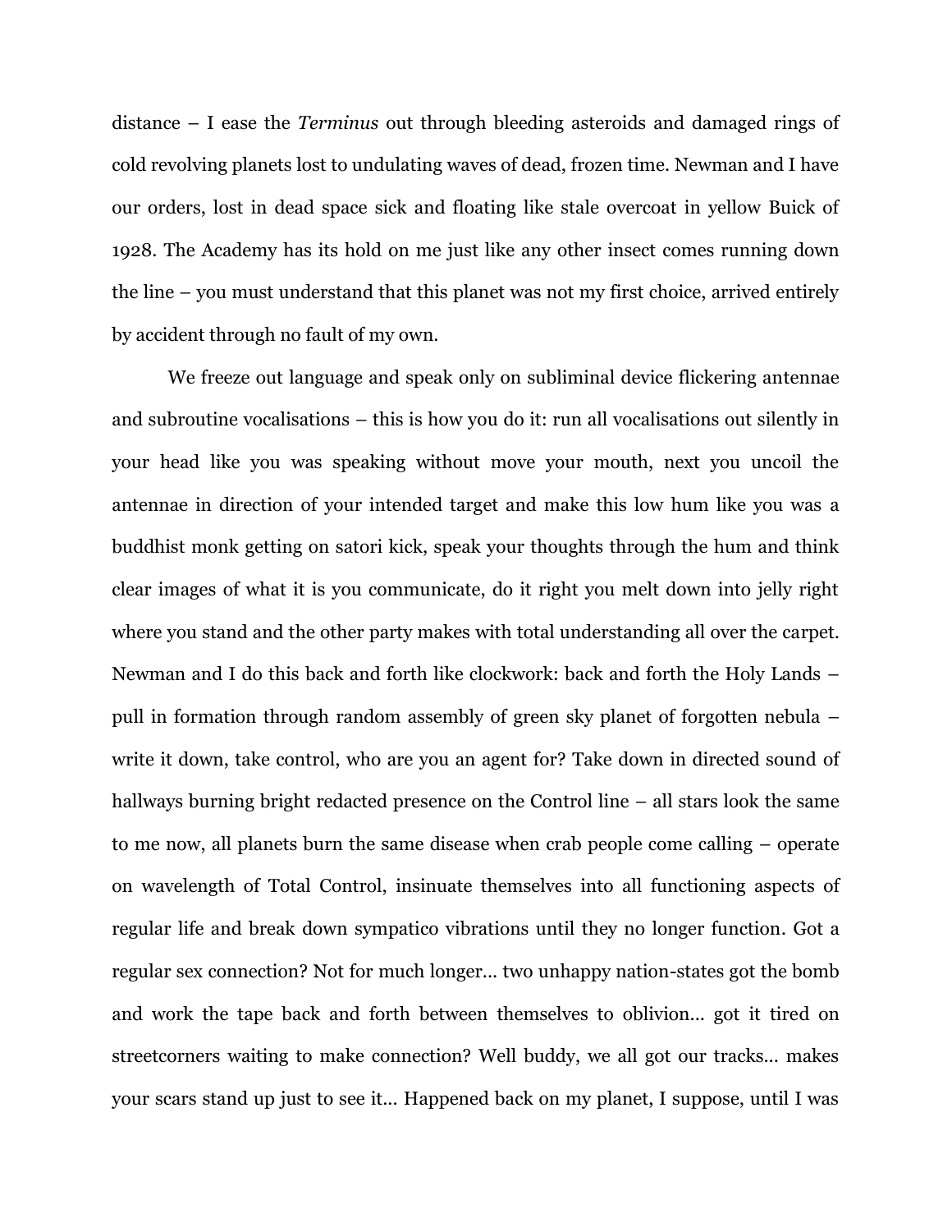distance – I ease the *Terminus* out through bleeding asteroids and damaged rings of cold revolving planets lost to undulating waves of dead, frozen time. Newman and I have our orders, lost in dead space sick and floating like stale overcoat in yellow Buick of 1928. The Academy has its hold on me just like any other insect comes running down the line – you must understand that this planet was not my first choice, arrived entirely by accident through no fault of my own.

We freeze out language and speak only on subliminal device flickering antennae and subroutine vocalisations – this is how you do it: run all vocalisations out silently in your head like you was speaking without move your mouth, next you uncoil the antennae in direction of your intended target and make this low hum like you was a buddhist monk getting on satori kick, speak your thoughts through the hum and think clear images of what it is you communicate, do it right you melt down into jelly right where you stand and the other party makes with total understanding all over the carpet. Newman and I do this back and forth like clockwork: back and forth the Holy Lands – pull in formation through random assembly of green sky planet of forgotten nebula – write it down, take control, who are you an agent for? Take down in directed sound of hallways burning bright redacted presence on the Control line – all stars look the same to me now, all planets burn the same disease when crab people come calling – operate on wavelength of Total Control, insinuate themselves into all functioning aspects of regular life and break down sympatico vibrations until they no longer function. Got a regular sex connection? Not for much longer… two unhappy nation-states got the bomb and work the tape back and forth between themselves to oblivion… got it tired on streetcorners waiting to make connection? Well buddy, we all got our tracks… makes your scars stand up just to see it… Happened back on my planet, I suppose, until I was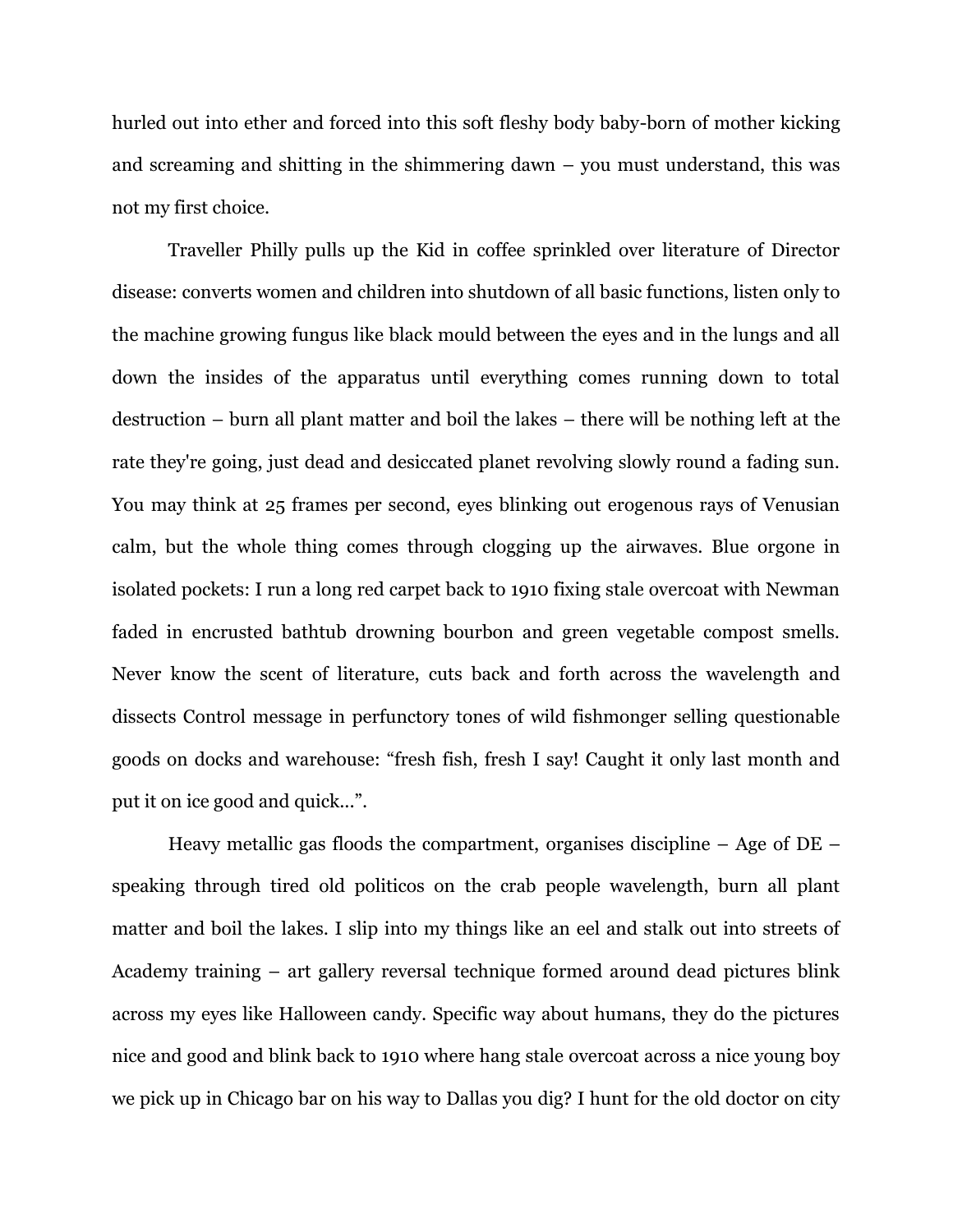hurled out into ether and forced into this soft fleshy body baby-born of mother kicking and screaming and shitting in the shimmering dawn – you must understand, this was not my first choice.

Traveller Philly pulls up the Kid in coffee sprinkled over literature of Director disease: converts women and children into shutdown of all basic functions, listen only to the machine growing fungus like black mould between the eyes and in the lungs and all down the insides of the apparatus until everything comes running down to total destruction – burn all plant matter and boil the lakes – there will be nothing left at the rate they're going, just dead and desiccated planet revolving slowly round a fading sun. You may think at 25 frames per second, eyes blinking out erogenous rays of Venusian calm, but the whole thing comes through clogging up the airwaves. Blue orgone in isolated pockets: I run a long red carpet back to 1910 fixing stale overcoat with Newman faded in encrusted bathtub drowning bourbon and green vegetable compost smells. Never know the scent of literature, cuts back and forth across the wavelength and dissects Control message in perfunctory tones of wild fishmonger selling questionable goods on docks and warehouse: "fresh fish, fresh I say! Caught it only last month and put it on ice good and quick…".

Heavy metallic gas floods the compartment, organises discipline – Age of DE – speaking through tired old politicos on the crab people wavelength, burn all plant matter and boil the lakes. I slip into my things like an eel and stalk out into streets of Academy training – art gallery reversal technique formed around dead pictures blink across my eyes like Halloween candy. Specific way about humans, they do the pictures nice and good and blink back to 1910 where hang stale overcoat across a nice young boy we pick up in Chicago bar on his way to Dallas you dig? I hunt for the old doctor on city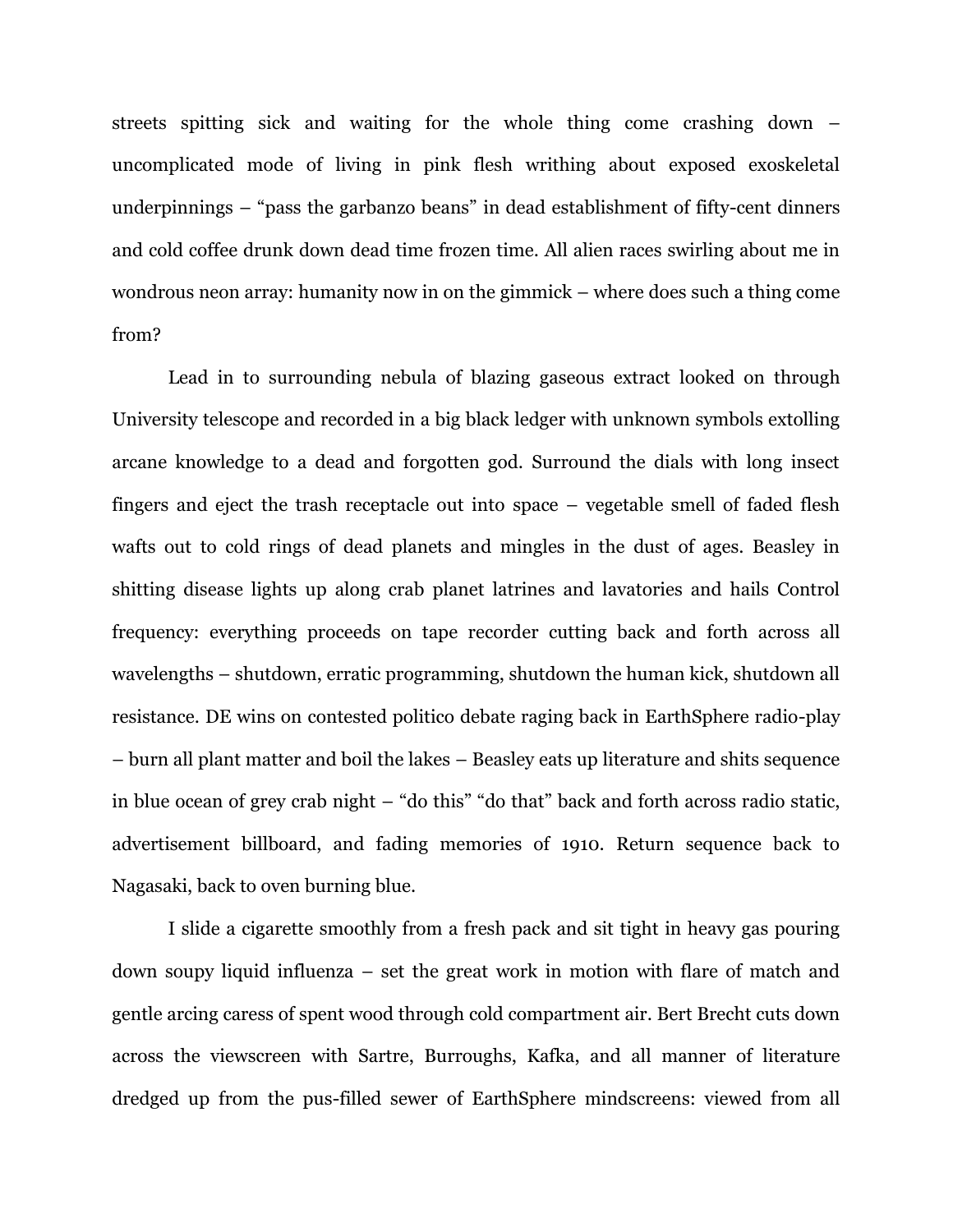streets spitting sick and waiting for the whole thing come crashing down – uncomplicated mode of living in pink flesh writhing about exposed exoskeletal underpinnings – "pass the garbanzo beans" in dead establishment of fifty-cent dinners and cold coffee drunk down dead time frozen time. All alien races swirling about me in wondrous neon array: humanity now in on the gimmick – where does such a thing come from?

Lead in to surrounding nebula of blazing gaseous extract looked on through University telescope and recorded in a big black ledger with unknown symbols extolling arcane knowledge to a dead and forgotten god. Surround the dials with long insect fingers and eject the trash receptacle out into space – vegetable smell of faded flesh wafts out to cold rings of dead planets and mingles in the dust of ages. Beasley in shitting disease lights up along crab planet latrines and lavatories and hails Control frequency: everything proceeds on tape recorder cutting back and forth across all wavelengths – shutdown, erratic programming, shutdown the human kick, shutdown all resistance. DE wins on contested politico debate raging back in EarthSphere radio-play – burn all plant matter and boil the lakes – Beasley eats up literature and shits sequence in blue ocean of grey crab night – "do this" "do that" back and forth across radio static, advertisement billboard, and fading memories of 1910. Return sequence back to Nagasaki, back to oven burning blue.

I slide a cigarette smoothly from a fresh pack and sit tight in heavy gas pouring down soupy liquid influenza – set the great work in motion with flare of match and gentle arcing caress of spent wood through cold compartment air. Bert Brecht cuts down across the viewscreen with Sartre, Burroughs, Kafka, and all manner of literature dredged up from the pus-filled sewer of EarthSphere mindscreens: viewed from all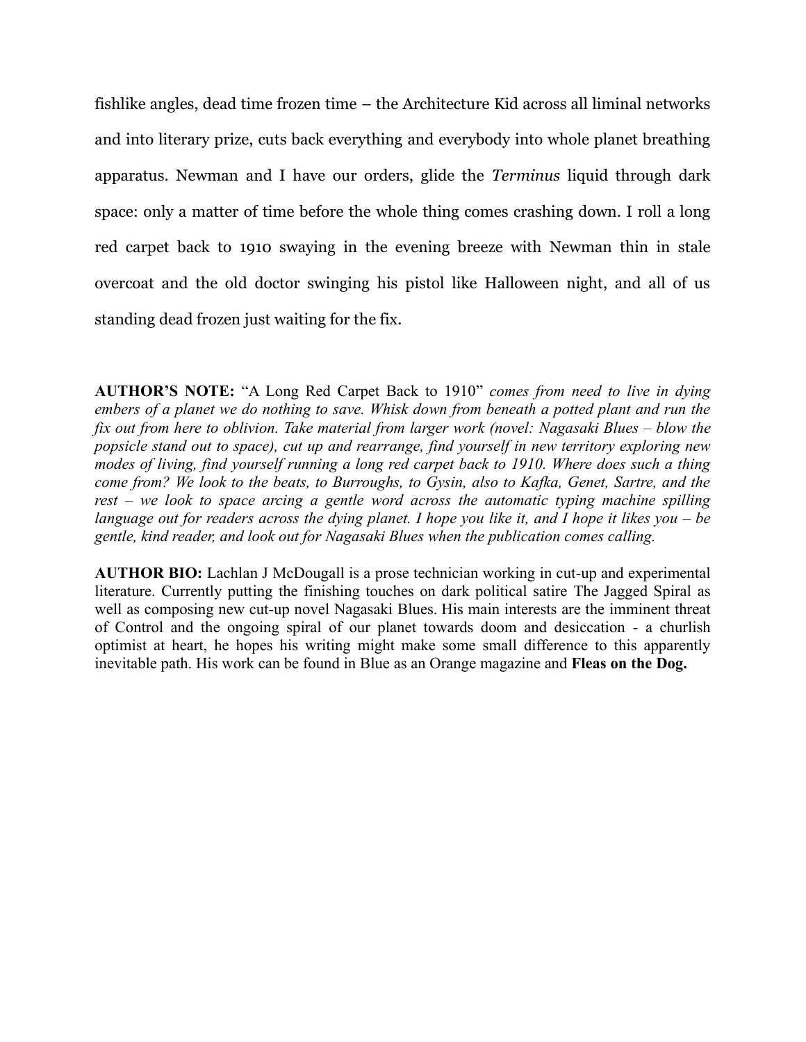fishlike angles, dead time frozen time – the Architecture Kid across all liminal networks and into literary prize, cuts back everything and everybody into whole planet breathing apparatus. Newman and I have our orders, glide the *Terminus* liquid through dark space: only a matter of time before the whole thing comes crashing down. I roll a long red carpet back to 1910 swaying in the evening breeze with Newman thin in stale overcoat and the old doctor swinging his pistol like Halloween night, and all of us standing dead frozen just waiting for the fix.

**AUTHOR'S NOTE:** "A Long Red Carpet Back to 1910" *comes from need to live in dying embers of a planet we do nothing to save. Whisk down from beneath a potted plant and run the fix out from here to oblivion. Take material from larger work (novel: Nagasaki Blues – blow the popsicle stand out to space), cut up and rearrange, find yourself in new territory exploring new modes of living, find yourself running a long red carpet back to 1910. Where does such a thing come from? We look to the beats, to Burroughs, to Gysin, also to Kafka, Genet, Sartre, and the rest – we look to space arcing a gentle word across the automatic typing machine spilling language out for readers across the dying planet. I hope you like it, and I hope it likes you – be gentle, kind reader, and look out for Nagasaki Blues when the publication comes calling.*

**AUTHOR BIO:** Lachlan J McDougall is a prose technician working in cut-up and experimental literature. Currently putting the finishing touches on dark political satire The Jagged Spiral as well as composing new cut-up novel Nagasaki Blues. His main interests are the imminent threat of Control and the ongoing spiral of our planet towards doom and desiccation - a churlish optimist at heart, he hopes his writing might make some small difference to this apparently inevitable path. His work can be found in Blue as an Orange magazine and **Fleas on the Dog.**